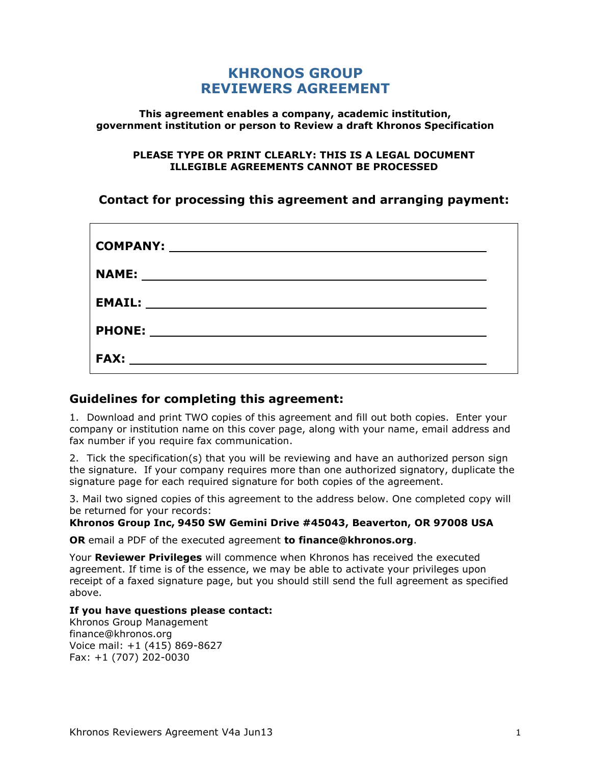# KHRONOS GROUP
# REVIEWERS AGREEMENT

**This agreement enables a company, academic institution, government institution or person to Review a draft Khronos Specification**

**PLEASE TYPE OR PRINT CLEARLY: THIS IS A LEGAL DOCUMENT ILLEGIBLE AGREEMENTS CANNOT BE PROCESSED**

### Contact for processing this agreement and arranging payment:

**COMPANY:** ______________________________________________

**NAME:** ______________________________________________

**EMAIL:** ______________________________________________

**PHONE:** ______________________________________________

**FAX:** ______________________________________________

## Guidelines for completing this agreement:

1. Download and print TWO copies of this agreement and fill out both copies. Enter your company or institution name on this cover page, along with your name, email address and fax number if you require fax communication.

2. Tick the specification(s) that you will be reviewing and have an authorized person sign the signature. If your company requires more than one authorized signatory, duplicate the signature page for each required signature for both copies of the agreement.

3. Mail two signed copies of this agreement to the address below. One completed copy will be returned for your records:
**Khronos Group Inc, 9450 SW Gemini Drive #45043, Beaverton, OR 97008 USA**

**OR** email a PDF of the executed agreement **to finance@khronos.org**.

Your **Reviewer Privileges** will commence when Khronos has received the executed agreement. If time is of the essence, we may be able to activate your privileges upon receipt of a faxed signature page, but you should still send the full agreement as specified above.

**If you have questions please contact:**
Khronos Group Management
finance@khronos.org
Voice mail: +1 (415) 869-8627
Fax: +1 (707) 202-0030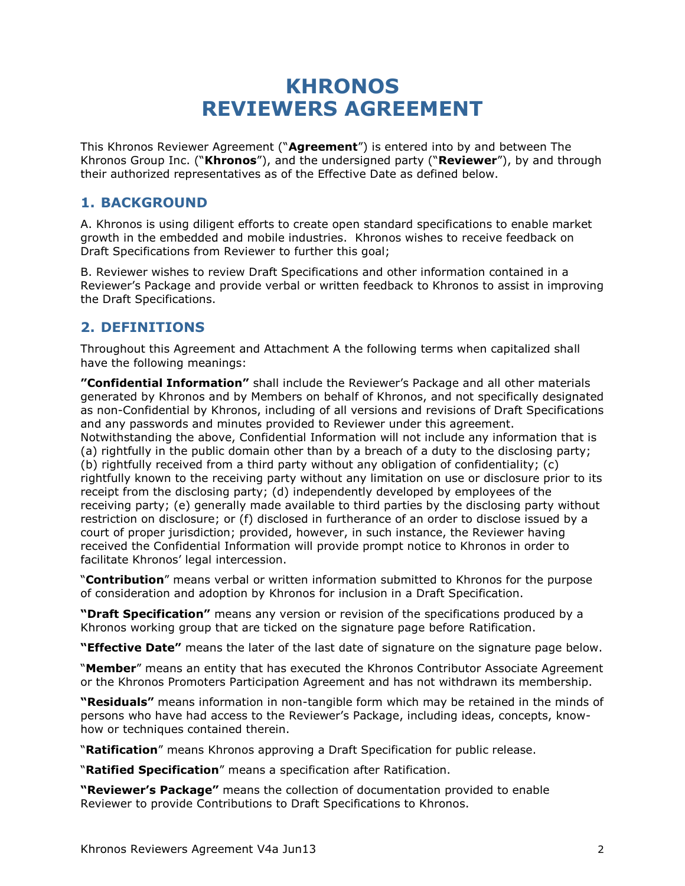# KHRONOS REVIEWERS AGREEMENT

This Khronos Reviewer Agreement ("**Agreement**") is entered into by and between The Khronos Group Inc. ("**Khronos**"), and the undersigned party ("**Reviewer**"), by and through their authorized representatives as of the Effective Date as defined below.

## 1. BACKGROUND

A. Khronos is using diligent efforts to create open standard specifications to enable market growth in the embedded and mobile industries. Khronos wishes to receive feedback on Draft Specifications from Reviewer to further this goal;

B. Reviewer wishes to review Draft Specifications and other information contained in a Reviewer's Package and provide verbal or written feedback to Khronos to assist in improving the Draft Specifications.

## 2. DEFINITIONS

Throughout this Agreement and Attachment A the following terms when capitalized shall have the following meanings:

**"Confidential Information"** shall include the Reviewer's Package and all other materials generated by Khronos and by Members on behalf of Khronos, and not specifically designated as non-Confidential by Khronos, including of all versions and revisions of Draft Specifications and any passwords and minutes provided to Reviewer under this agreement. Notwithstanding the above, Confidential Information will not include any information that is (a) rightfully in the public domain other than by a breach of a duty to the disclosing party; (b) rightfully received from a third party without any obligation of confidentiality; (c) rightfully known to the receiving party without any limitation on use or disclosure prior to its receipt from the disclosing party; (d) independently developed by employees of the receiving party; (e) generally made available to third parties by the disclosing party without restriction on disclosure; or (f) disclosed in furtherance of an order to disclose issued by a court of proper jurisdiction; provided, however, in such instance, the Reviewer having received the Confidential Information will provide prompt notice to Khronos in order to facilitate Khronos' legal intercession.

"**Contribution**" means verbal or written information submitted to Khronos for the purpose of consideration and adoption by Khronos for inclusion in a Draft Specification.

**"Draft Specification"** means any version or revision of the specifications produced by a Khronos working group that are ticked on the signature page before Ratification.

**"Effective Date"** means the later of the last date of signature on the signature page below.

"**Member**" means an entity that has executed the Khronos Contributor Associate Agreement or the Khronos Promoters Participation Agreement and has not withdrawn its membership.

**"Residuals"** means information in non-tangible form which may be retained in the minds of persons who have had access to the Reviewer's Package, including ideas, concepts, know-how or techniques contained therein.

"**Ratification**" means Khronos approving a Draft Specification for public release.

"**Ratified Specification**" means a specification after Ratification.

**"Reviewer's Package"** means the collection of documentation provided to enable Reviewer to provide Contributions to Draft Specifications to Khronos.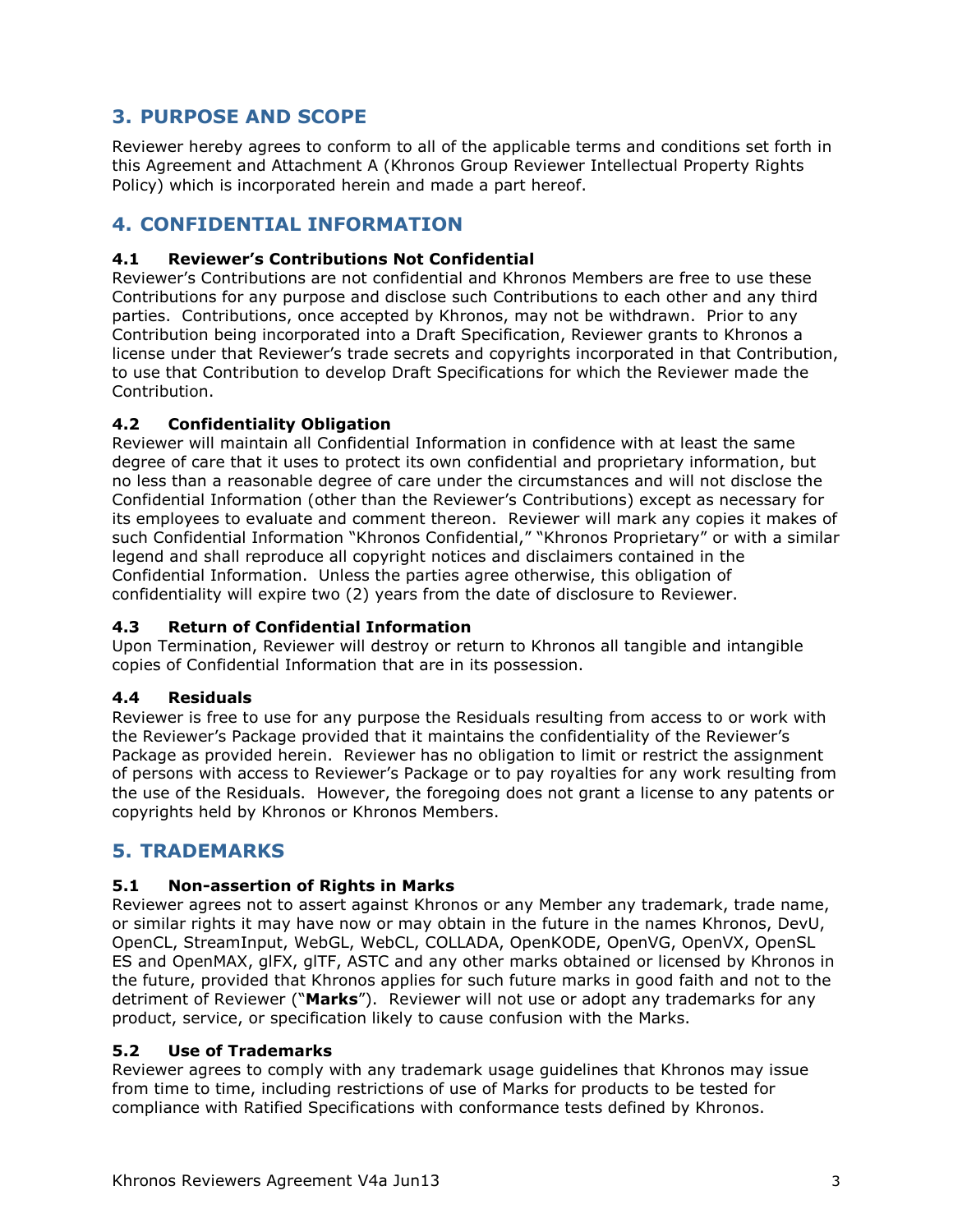## 3. PURPOSE AND SCOPE

Reviewer hereby agrees to conform to all of the applicable terms and conditions set forth in this Agreement and Attachment A (Khronos Group Reviewer Intellectual Property Rights Policy) which is incorporated herein and made a part hereof.

## 4. CONFIDENTIAL INFORMATION

### 4.1 Reviewer's Contributions Not Confidential

Reviewer's Contributions are not confidential and Khronos Members are free to use these Contributions for any purpose and disclose such Contributions to each other and any third parties. Contributions, once accepted by Khronos, may not be withdrawn. Prior to any Contribution being incorporated into a Draft Specification, Reviewer grants to Khronos a license under that Reviewer's trade secrets and copyrights incorporated in that Contribution, to use that Contribution to develop Draft Specifications for which the Reviewer made the Contribution.

### 4.2 Confidentiality Obligation

Reviewer will maintain all Confidential Information in confidence with at least the same degree of care that it uses to protect its own confidential and proprietary information, but no less than a reasonable degree of care under the circumstances and will not disclose the Confidential Information (other than the Reviewer's Contributions) except as necessary for its employees to evaluate and comment thereon. Reviewer will mark any copies it makes of such Confidential Information "Khronos Confidential," "Khronos Proprietary" or with a similar legend and shall reproduce all copyright notices and disclaimers contained in the Confidential Information. Unless the parties agree otherwise, this obligation of confidentiality will expire two (2) years from the date of disclosure to Reviewer.

### 4.3 Return of Confidential Information

Upon Termination, Reviewer will destroy or return to Khronos all tangible and intangible copies of Confidential Information that are in its possession.

### 4.4 Residuals

Reviewer is free to use for any purpose the Residuals resulting from access to or work with the Reviewer's Package provided that it maintains the confidentiality of the Reviewer's Package as provided herein. Reviewer has no obligation to limit or restrict the assignment of persons with access to Reviewer's Package or to pay royalties for any work resulting from the use of the Residuals. However, the foregoing does not grant a license to any patents or copyrights held by Khronos or Khronos Members.

## 5. TRADEMARKS

### 5.1 Non-assertion of Rights in Marks

Reviewer agrees not to assert against Khronos or any Member any trademark, trade name, or similar rights it may have now or may obtain in the future in the names Khronos, DevU, OpenCL, StreamInput, WebGL, WebCL, COLLADA, OpenKODE, OpenVG, OpenVX, OpenSL ES and OpenMAX, glFX, glTF, ASTC and any other marks obtained or licensed by Khronos in the future, provided that Khronos applies for such future marks in good faith and not to the detriment of Reviewer ("**Marks**"). Reviewer will not use or adopt any trademarks for any product, service, or specification likely to cause confusion with the Marks.

### 5.2 Use of Trademarks

Reviewer agrees to comply with any trademark usage guidelines that Khronos may issue from time to time, including restrictions of use of Marks for products to be tested for compliance with Ratified Specifications with conformance tests defined by Khronos.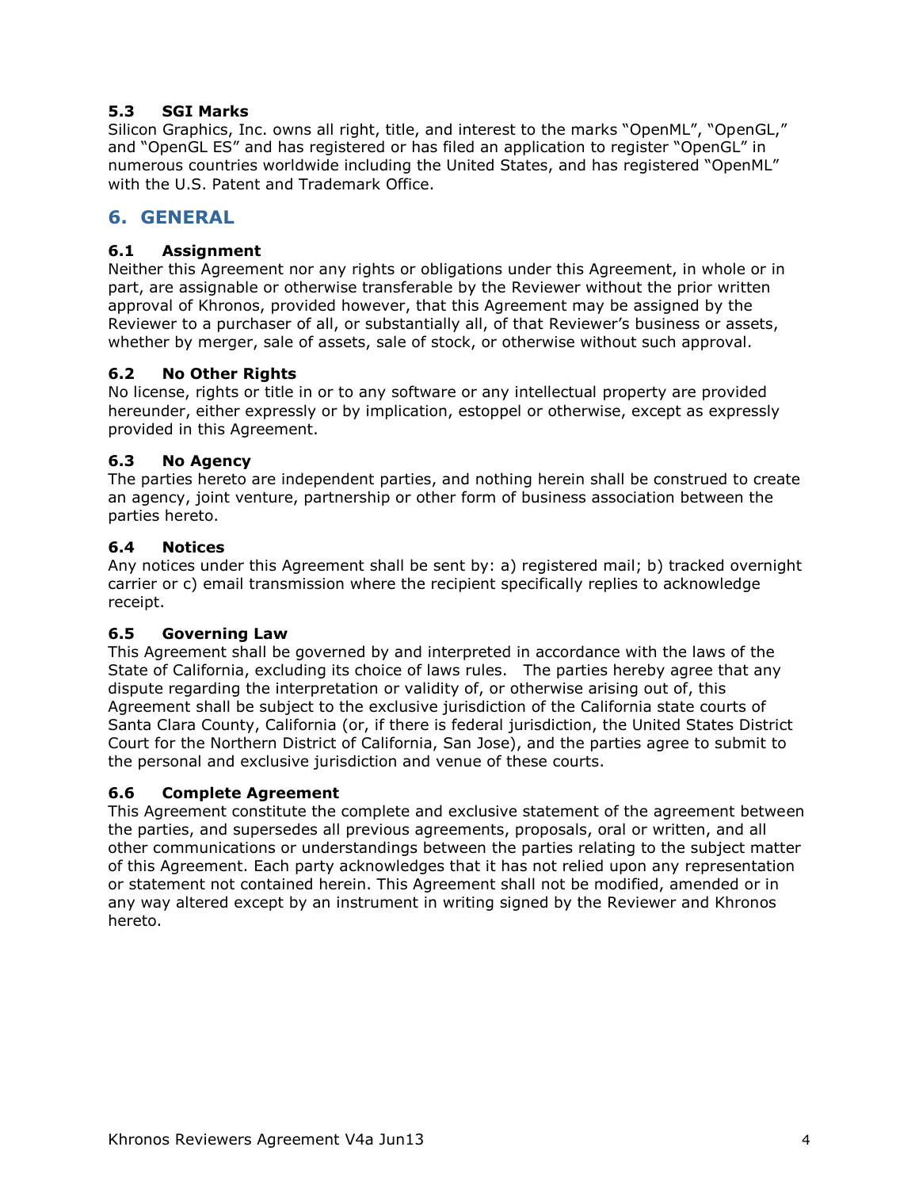### 5.3 SGI Marks

Silicon Graphics, Inc. owns all right, title, and interest to the marks "OpenML", "OpenGL," and "OpenGL ES" and has registered or has filed an application to register "OpenGL" in numerous countries worldwide including the United States, and has registered "OpenML" with the U.S. Patent and Trademark Office.

## 6. GENERAL

### 6.1 Assignment

Neither this Agreement nor any rights or obligations under this Agreement, in whole or in part, are assignable or otherwise transferable by the Reviewer without the prior written approval of Khronos, provided however, that this Agreement may be assigned by the Reviewer to a purchaser of all, or substantially all, of that Reviewer's business or assets, whether by merger, sale of assets, sale of stock, or otherwise without such approval.

### 6.2 No Other Rights

No license, rights or title in or to any software or any intellectual property are provided hereunder, either expressly or by implication, estoppel or otherwise, except as expressly provided in this Agreement.

### 6.3 No Agency

The parties hereto are independent parties, and nothing herein shall be construed to create an agency, joint venture, partnership or other form of business association between the parties hereto.

### 6.4 Notices

Any notices under this Agreement shall be sent by: a) registered mail; b) tracked overnight carrier or c) email transmission where the recipient specifically replies to acknowledge receipt.

### 6.5 Governing Law

This Agreement shall be governed by and interpreted in accordance with the laws of the State of California, excluding its choice of laws rules. The parties hereby agree that any dispute regarding the interpretation or validity of, or otherwise arising out of, this Agreement shall be subject to the exclusive jurisdiction of the California state courts of Santa Clara County, California (or, if there is federal jurisdiction, the United States District Court for the Northern District of California, San Jose), and the parties agree to submit to the personal and exclusive jurisdiction and venue of these courts.

### 6.6 Complete Agreement

This Agreement constitute the complete and exclusive statement of the agreement between the parties, and supersedes all previous agreements, proposals, oral or written, and all other communications or understandings between the parties relating to the subject matter of this Agreement. Each party acknowledges that it has not relied upon any representation or statement not contained herein. This Agreement shall not be modified, amended or in any way altered except by an instrument in writing signed by the Reviewer and Khronos hereto.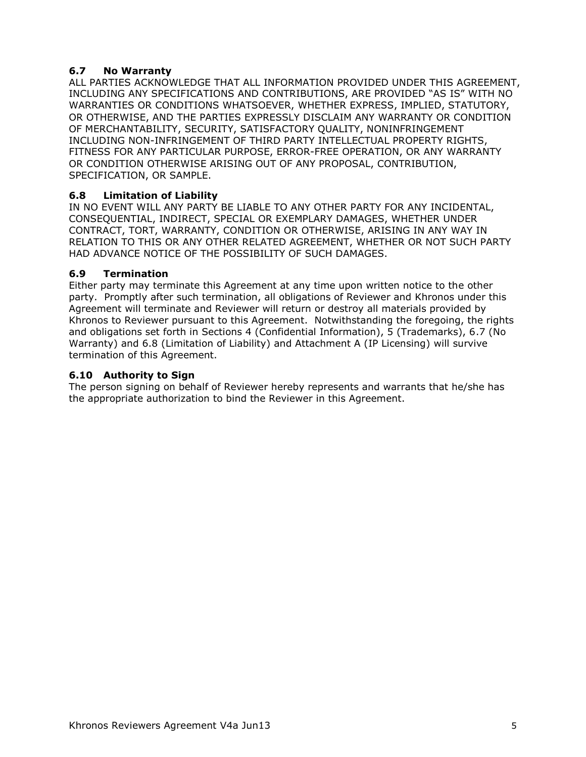### 6.7 No Warranty

ALL PARTIES ACKNOWLEDGE THAT ALL INFORMATION PROVIDED UNDER THIS AGREEMENT, INCLUDING ANY SPECIFICATIONS AND CONTRIBUTIONS, ARE PROVIDED "AS IS" WITH NO WARRANTIES OR CONDITIONS WHATSOEVER, WHETHER EXPRESS, IMPLIED, STATUTORY, OR OTHERWISE, AND THE PARTIES EXPRESSLY DISCLAIM ANY WARRANTY OR CONDITION OF MERCHANTABILITY, SECURITY, SATISFACTORY QUALITY, NONINFRINGEMENT INCLUDING NON-INFRINGEMENT OF THIRD PARTY INTELLECTUAL PROPERTY RIGHTS, FITNESS FOR ANY PARTICULAR PURPOSE, ERROR-FREE OPERATION, OR ANY WARRANTY OR CONDITION OTHERWISE ARISING OUT OF ANY PROPOSAL, CONTRIBUTION, SPECIFICATION, OR SAMPLE.

### 6.8 Limitation of Liability

IN NO EVENT WILL ANY PARTY BE LIABLE TO ANY OTHER PARTY FOR ANY INCIDENTAL, CONSEQUENTIAL, INDIRECT, SPECIAL OR EXEMPLARY DAMAGES, WHETHER UNDER CONTRACT, TORT, WARRANTY, CONDITION OR OTHERWISE, ARISING IN ANY WAY IN RELATION TO THIS OR ANY OTHER RELATED AGREEMENT, WHETHER OR NOT SUCH PARTY HAD ADVANCE NOTICE OF THE POSSIBILITY OF SUCH DAMAGES.

### 6.9 Termination

Either party may terminate this Agreement at any time upon written notice to the other party. Promptly after such termination, all obligations of Reviewer and Khronos under this Agreement will terminate and Reviewer will return or destroy all materials provided by Khronos to Reviewer pursuant to this Agreement. Notwithstanding the foregoing, the rights and obligations set forth in Sections 4 (Confidential Information), 5 (Trademarks), 6.7 (No Warranty) and 6.8 (Limitation of Liability) and Attachment A (IP Licensing) will survive termination of this Agreement.

### 6.10 Authority to Sign

The person signing on behalf of Reviewer hereby represents and warrants that he/she has the appropriate authorization to bind the Reviewer in this Agreement.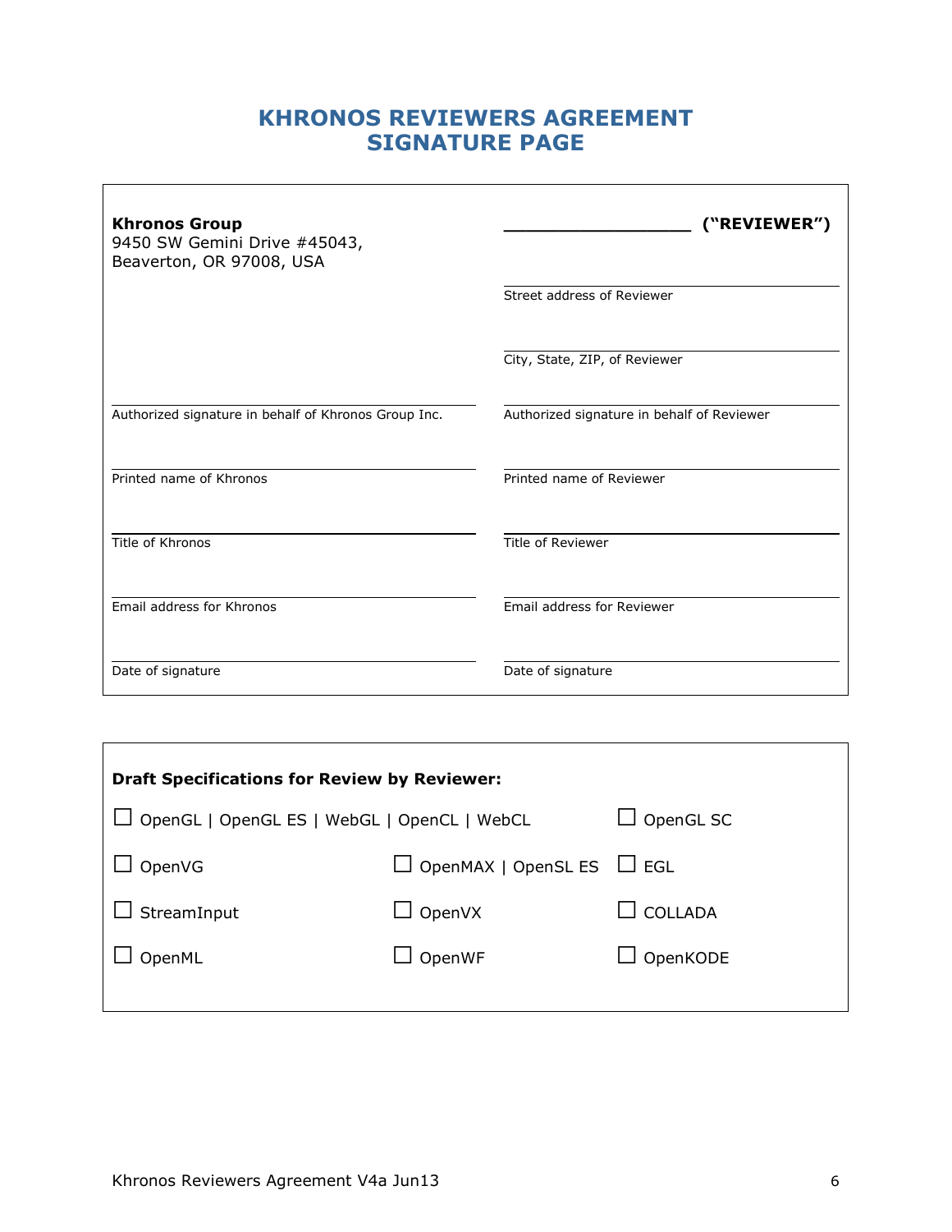# KHRONOS REVIEWERS AGREEMENT SIGNATURE PAGE

| **Khronos Group** 9450 SW Gemini Drive #45043, Beaverton, OR 97008, USA | __________________ **("REVIEWER")** |
| --- | --- |
| | Street address of Reviewer |
| | City, State, ZIP, of Reviewer |
| Authorized signature in behalf of Khronos Group Inc. | Authorized signature in behalf of Reviewer |
| Printed name of Khronos | Printed name of Reviewer |
| Title of Khronos | Title of Reviewer |
| Email address for Khronos | Email address for Reviewer |
| Date of signature | Date of signature |

**Draft Specifications for Review by Reviewer:**

| | | |
| --- | --- | --- |
| ☐ OpenGL \| OpenGL ES \| WebGL \| OpenCL \| WebCL | | ☐ OpenGL SC |
| ☐ OpenVG | ☐ OpenMAX \| OpenSL ES | ☐ EGL |
| ☐ StreamInput | ☐ OpenVX | ☐ COLLADA |
| ☐ OpenML | ☐ OpenWF | ☐ OpenKODE |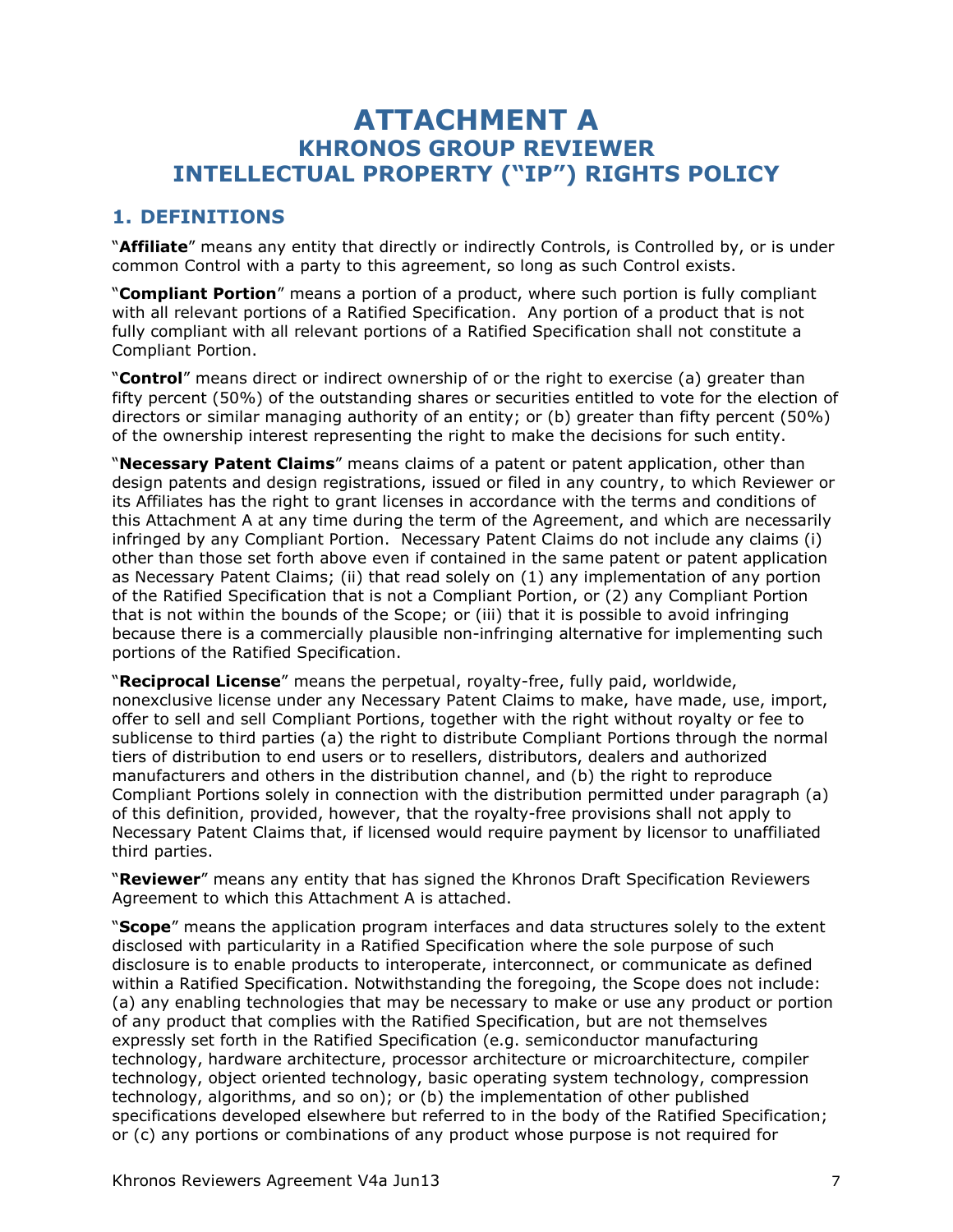# ATTACHMENT A
## KHRONOS GROUP REVIEWER INTELLECTUAL PROPERTY ("IP") RIGHTS POLICY

## 1. DEFINITIONS

"**Affiliate**" means any entity that directly or indirectly Controls, is Controlled by, or is under common Control with a party to this agreement, so long as such Control exists.

"**Compliant Portion**" means a portion of a product, where such portion is fully compliant with all relevant portions of a Ratified Specification. Any portion of a product that is not fully compliant with all relevant portions of a Ratified Specification shall not constitute a Compliant Portion.

"**Control**" means direct or indirect ownership of or the right to exercise (a) greater than fifty percent (50%) of the outstanding shares or securities entitled to vote for the election of directors or similar managing authority of an entity; or (b) greater than fifty percent (50%) of the ownership interest representing the right to make the decisions for such entity.

"**Necessary Patent Claims**" means claims of a patent or patent application, other than design patents and design registrations, issued or filed in any country, to which Reviewer or its Affiliates has the right to grant licenses in accordance with the terms and conditions of this Attachment A at any time during the term of the Agreement, and which are necessarily infringed by any Compliant Portion. Necessary Patent Claims do not include any claims (i) other than those set forth above even if contained in the same patent or patent application as Necessary Patent Claims; (ii) that read solely on (1) any implementation of any portion of the Ratified Specification that is not a Compliant Portion, or (2) any Compliant Portion that is not within the bounds of the Scope; or (iii) that it is possible to avoid infringing because there is a commercially plausible non-infringing alternative for implementing such portions of the Ratified Specification.

"**Reciprocal License**" means the perpetual, royalty-free, fully paid, worldwide, nonexclusive license under any Necessary Patent Claims to make, have made, use, import, offer to sell and sell Compliant Portions, together with the right without royalty or fee to sublicense to third parties (a) the right to distribute Compliant Portions through the normal tiers of distribution to end users or to resellers, distributors, dealers and authorized manufacturers and others in the distribution channel, and (b) the right to reproduce Compliant Portions solely in connection with the distribution permitted under paragraph (a) of this definition, provided, however, that the royalty-free provisions shall not apply to Necessary Patent Claims that, if licensed would require payment by licensor to unaffiliated third parties.

"**Reviewer**" means any entity that has signed the Khronos Draft Specification Reviewers Agreement to which this Attachment A is attached.

"**Scope**" means the application program interfaces and data structures solely to the extent disclosed with particularity in a Ratified Specification where the sole purpose of such disclosure is to enable products to interoperate, interconnect, or communicate as defined within a Ratified Specification. Notwithstanding the foregoing, the Scope does not include: (a) any enabling technologies that may be necessary to make or use any product or portion of any product that complies with the Ratified Specification, but are not themselves expressly set forth in the Ratified Specification (e.g. semiconductor manufacturing technology, hardware architecture, processor architecture or microarchitecture, compiler technology, object oriented technology, basic operating system technology, compression technology, algorithms, and so on); or (b) the implementation of other published specifications developed elsewhere but referred to in the body of the Ratified Specification; or (c) any portions or combinations of any product whose purpose is not required for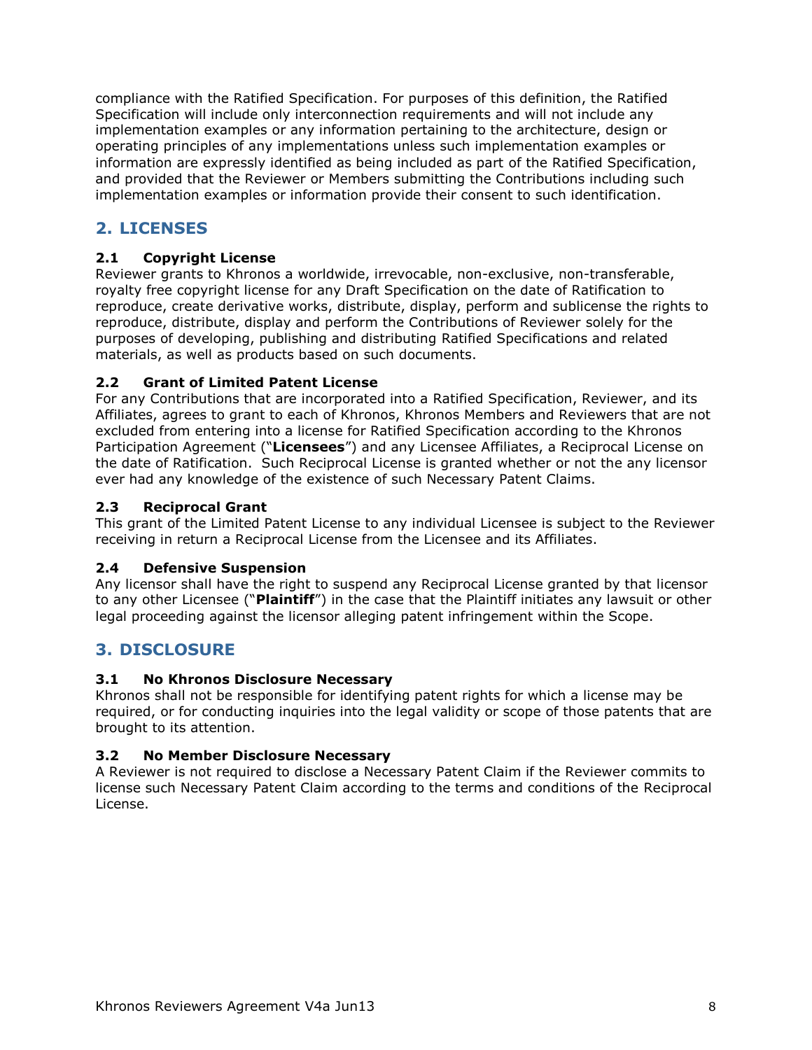compliance with the Ratified Specification. For purposes of this definition, the Ratified Specification will include only interconnection requirements and will not include any implementation examples or any information pertaining to the architecture, design or operating principles of any implementations unless such implementation examples or information are expressly identified as being included as part of the Ratified Specification, and provided that the Reviewer or Members submitting the Contributions including such implementation examples or information provide their consent to such identification.

## 2. LICENSES

### 2.1 Copyright License

Reviewer grants to Khronos a worldwide, irrevocable, non-exclusive, non-transferable, royalty free copyright license for any Draft Specification on the date of Ratification to reproduce, create derivative works, distribute, display, perform and sublicense the rights to reproduce, distribute, display and perform the Contributions of Reviewer solely for the purposes of developing, publishing and distributing Ratified Specifications and related materials, as well as products based on such documents.

### 2.2 Grant of Limited Patent License

For any Contributions that are incorporated into a Ratified Specification, Reviewer, and its Affiliates, agrees to grant to each of Khronos, Khronos Members and Reviewers that are not excluded from entering into a license for Ratified Specification according to the Khronos Participation Agreement ("**Licensees**") and any Licensee Affiliates, a Reciprocal License on the date of Ratification. Such Reciprocal License is granted whether or not the any licensor ever had any knowledge of the existence of such Necessary Patent Claims.

### 2.3 Reciprocal Grant

This grant of the Limited Patent License to any individual Licensee is subject to the Reviewer receiving in return a Reciprocal License from the Licensee and its Affiliates.

### 2.4 Defensive Suspension

Any licensor shall have the right to suspend any Reciprocal License granted by that licensor to any other Licensee ("**Plaintiff**") in the case that the Plaintiff initiates any lawsuit or other legal proceeding against the licensor alleging patent infringement within the Scope.

## 3. DISCLOSURE

### 3.1 No Khronos Disclosure Necessary

Khronos shall not be responsible for identifying patent rights for which a license may be required, or for conducting inquiries into the legal validity or scope of those patents that are brought to its attention.

### 3.2 No Member Disclosure Necessary

A Reviewer is not required to disclose a Necessary Patent Claim if the Reviewer commits to license such Necessary Patent Claim according to the terms and conditions of the Reciprocal License.